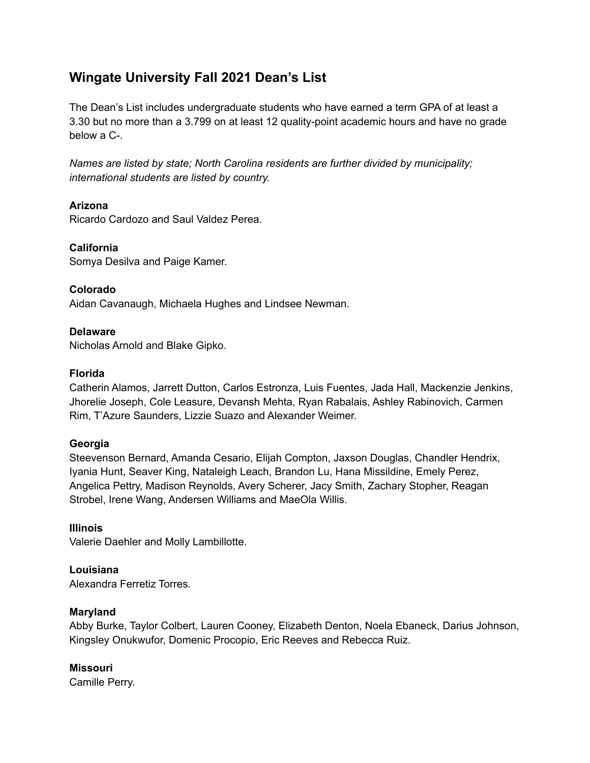# Wingate University Fall 2021 Dean's List

The Dean's List includes undergraduate students who have earned a term GPA of at least a 3.30 but no more than a 3.799 on at least 12 quality-point academic hours and have no grade below a C-.

*Names are listed by state; North Carolina residents are further divided by municipality; international students are listed by country.*

**Arizona**
Ricardo Cardozo and Saul Valdez Perea.

**California**
Somya Desilva and Paige Kamer.

**Colorado**
Aidan Cavanaugh, Michaela Hughes and Lindsee Newman.

**Delaware**
Nicholas Arnold and Blake Gipko.

**Florida**
Catherin Alamos, Jarrett Dutton, Carlos Estronza, Luis Fuentes, Jada Hall, Mackenzie Jenkins, Jhorelie Joseph, Cole Leasure, Devansh Mehta, Ryan Rabalais, Ashley Rabinovich, Carmen Rim, T'Azure Saunders, Lizzie Suazo and Alexander Weimer.

**Georgia**
Steevenson Bernard, Amanda Cesario, Elijah Compton, Jaxson Douglas, Chandler Hendrix, Iyania Hunt, Seaver King, Nataleigh Leach, Brandon Lu, Hana Missildine, Emely Perez, Angelica Pettry, Madison Reynolds, Avery Scherer, Jacy Smith, Zachary Stopher, Reagan Strobel, Irene Wang, Andersen Williams and MaeOla Willis.

**Illinois**
Valerie Daehler and Molly Lambillotte.

**Louisiana**
Alexandra Ferretiz Torres.

**Maryland**
Abby Burke, Taylor Colbert, Lauren Cooney, Elizabeth Denton, Noela Ebaneck, Darius Johnson, Kingsley Onukwufor, Domenic Procopio, Eric Reeves and Rebecca Ruiz.

**Missouri**
Camille Perry.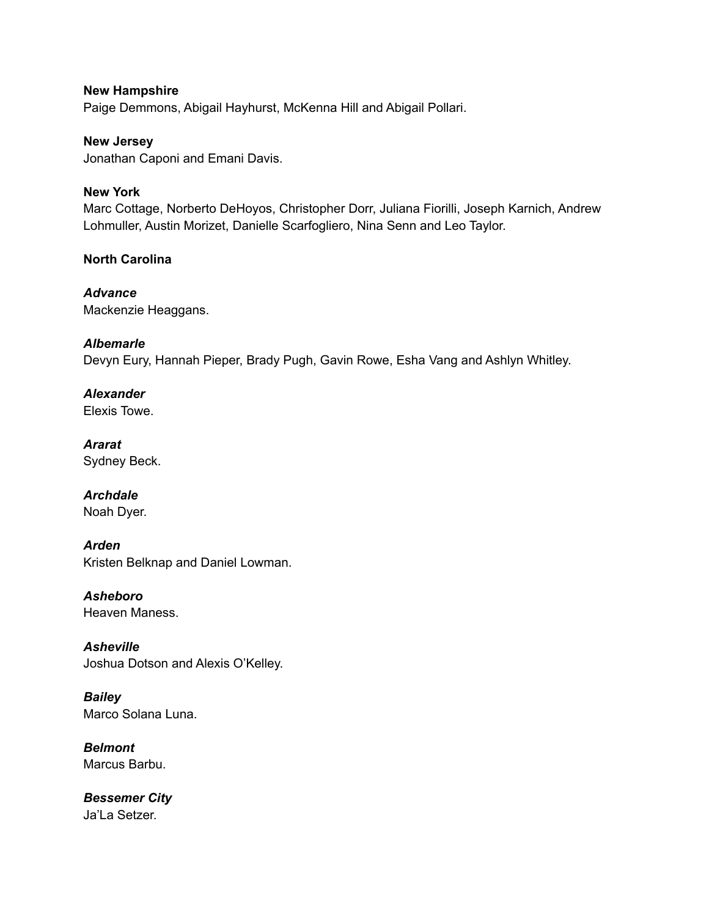**New Hampshire**
Paige Demmons, Abigail Hayhurst, McKenna Hill and Abigail Pollari.

**New Jersey**
Jonathan Caponi and Emani Davis.

**New York**
Marc Cottage, Norberto DeHoyos, Christopher Dorr, Juliana Fiorilli, Joseph Karnich, Andrew Lohmuller, Austin Morizet, Danielle Scarfogliero, Nina Senn and Leo Taylor.

**North Carolina**

***Advance***
Mackenzie Heaggans.

***Albemarle***
Devyn Eury, Hannah Pieper, Brady Pugh, Gavin Rowe, Esha Vang and Ashlyn Whitley.

***Alexander***
Elexis Towe.

***Ararat***
Sydney Beck.

***Archdale***
Noah Dyer.

***Arden***
Kristen Belknap and Daniel Lowman.

***Asheboro***
Heaven Maness.

***Asheville***
Joshua Dotson and Alexis O'Kelley.

***Bailey***
Marco Solana Luna.

***Belmont***
Marcus Barbu.

***Bessemer City***
Ja'La Setzer.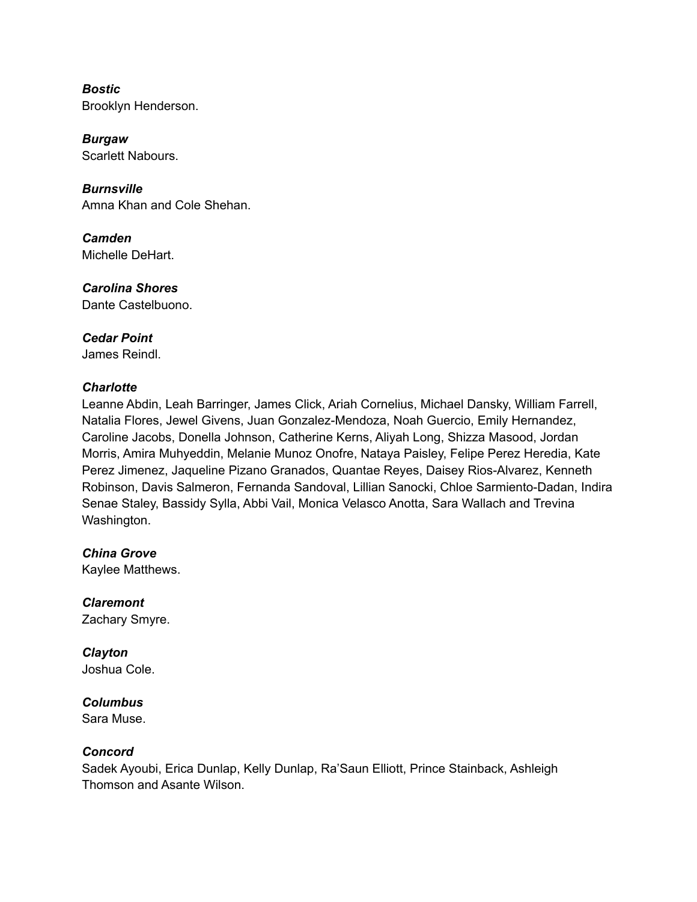***Bostic***
Brooklyn Henderson.

***Burgaw***
Scarlett Nabours.

***Burnsville***
Amna Khan and Cole Shehan.

***Camden***
Michelle DeHart.

***Carolina Shores***
Dante Castelbuono.

***Cedar Point***
James Reindl.

***Charlotte***
Leanne Abdin, Leah Barringer, James Click, Ariah Cornelius, Michael Dansky, William Farrell, Natalia Flores, Jewel Givens, Juan Gonzalez-Mendoza, Noah Guercio, Emily Hernandez, Caroline Jacobs, Donella Johnson, Catherine Kerns, Aliyah Long, Shizza Masood, Jordan Morris, Amira Muhyeddin, Melanie Munoz Onofre, Nataya Paisley, Felipe Perez Heredia, Kate Perez Jimenez, Jaqueline Pizano Granados, Quantae Reyes, Daisey Rios-Alvarez, Kenneth Robinson, Davis Salmeron, Fernanda Sandoval, Lillian Sanocki, Chloe Sarmiento-Dadan, Indira Senae Staley, Bassidy Sylla, Abbi Vail, Monica Velasco Anotta, Sara Wallach and Trevina Washington.

***China Grove***
Kaylee Matthews.

***Claremont***
Zachary Smyre.

***Clayton***
Joshua Cole.

***Columbus***
Sara Muse.

***Concord***
Sadek Ayoubi, Erica Dunlap, Kelly Dunlap, Ra'Saun Elliott, Prince Stainback, Ashleigh Thomson and Asante Wilson.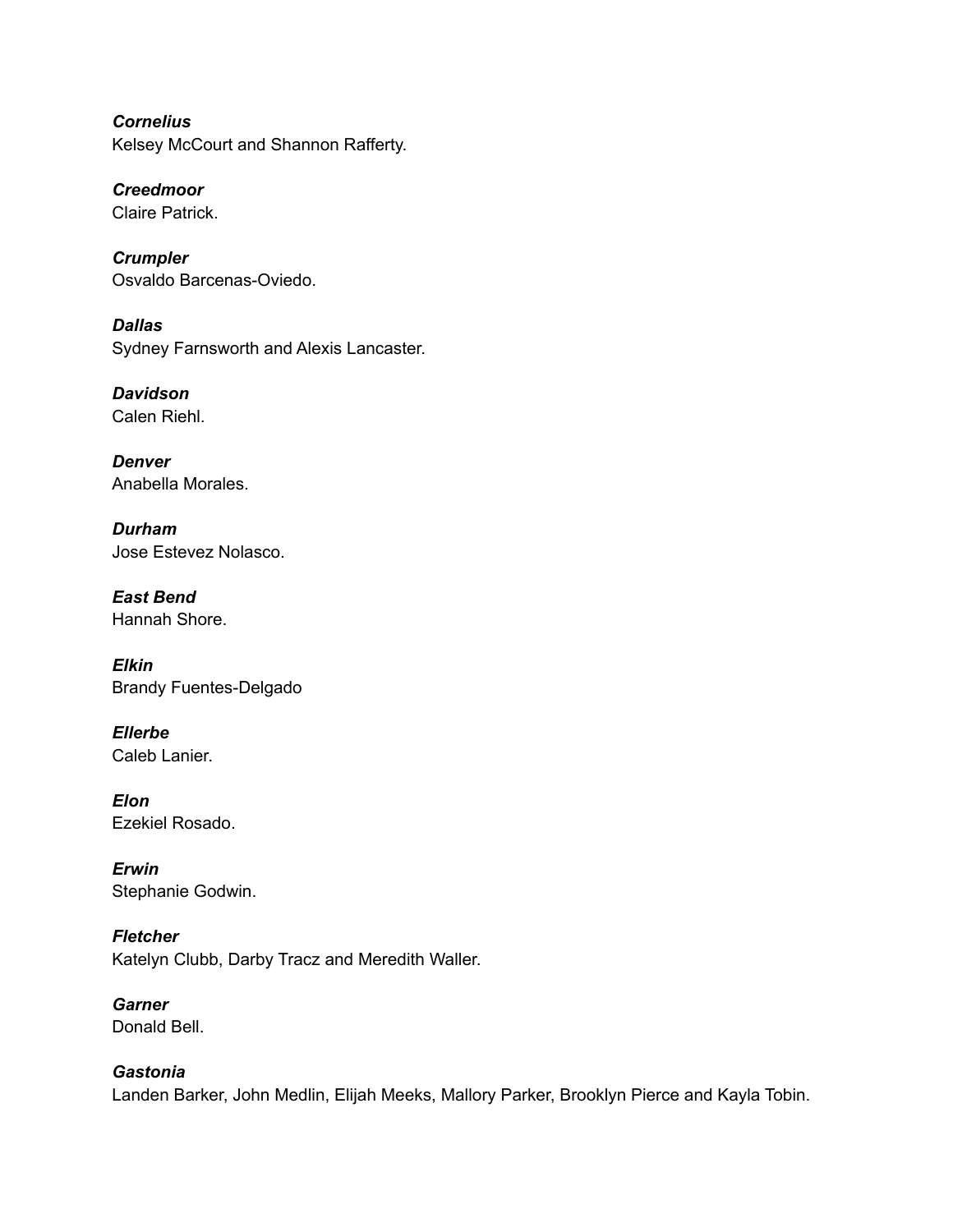***Cornelius***
Kelsey McCourt and Shannon Rafferty.

***Creedmoor***
Claire Patrick.

***Crumpler***
Osvaldo Barcenas-Oviedo.

***Dallas***
Sydney Farnsworth and Alexis Lancaster.

***Davidson***
Calen Riehl.

***Denver***
Anabella Morales.

***Durham***
Jose Estevez Nolasco.

***East Bend***
Hannah Shore.

***Elkin***
Brandy Fuentes-Delgado

***Ellerbe***
Caleb Lanier.

***Elon***
Ezekiel Rosado.

***Erwin***
Stephanie Godwin.

***Fletcher***
Katelyn Clubb, Darby Tracz and Meredith Waller.

***Garner***
Donald Bell.

***Gastonia***
Landen Barker, John Medlin, Elijah Meeks, Mallory Parker, Brooklyn Pierce and Kayla Tobin.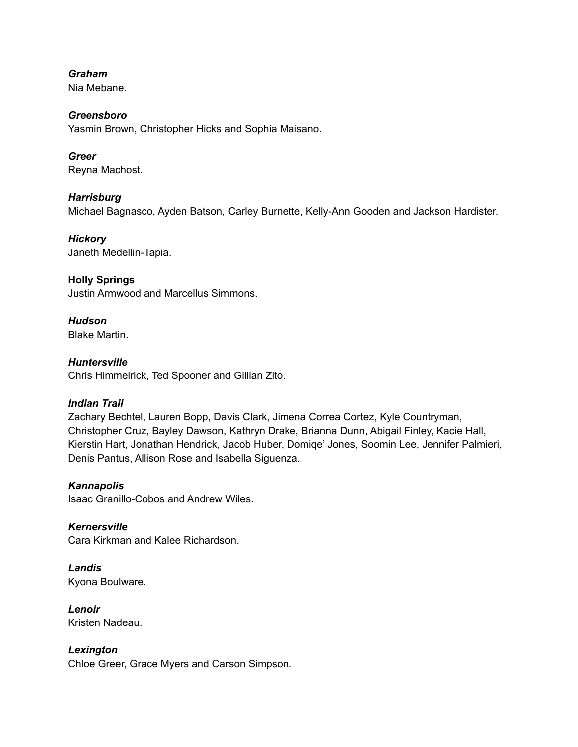***Graham***
Nia Mebane.

***Greensboro***
Yasmin Brown, Christopher Hicks and Sophia Maisano.

***Greer***
Reyna Machost.

***Harrisburg***
Michael Bagnasco, Ayden Batson, Carley Burnette, Kelly-Ann Gooden and Jackson Hardister.

***Hickory***
Janeth Medellin-Tapia.

**Holly Springs**
Justin Armwood and Marcellus Simmons.

***Hudson***
Blake Martin.

***Huntersville***
Chris Himmelrick, Ted Spooner and Gillian Zito.

***Indian Trail***
Zachary Bechtel, Lauren Bopp, Davis Clark, Jimena Correa Cortez, Kyle Countryman, Christopher Cruz, Bayley Dawson, Kathryn Drake, Brianna Dunn, Abigail Finley, Kacie Hall, Kierstin Hart, Jonathan Hendrick, Jacob Huber, Domiqe' Jones, Soomin Lee, Jennifer Palmieri, Denis Pantus, Allison Rose and Isabella Siguenza.

***Kannapolis***
Isaac Granillo-Cobos and Andrew Wiles.

***Kernersville***
Cara Kirkman and Kalee Richardson.

***Landis***
Kyona Boulware.

***Lenoir***
Kristen Nadeau.

***Lexington***
Chloe Greer, Grace Myers and Carson Simpson.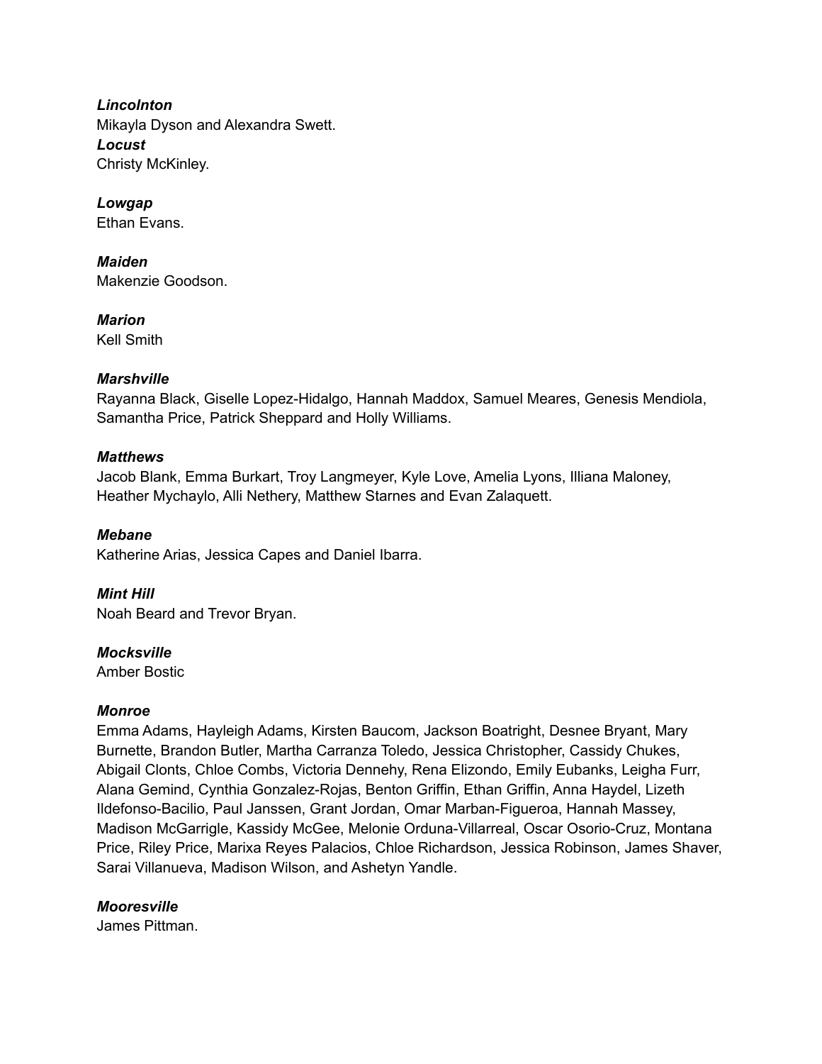***Lincolnton***
Mikayla Dyson and Alexandra Swett.

***Locust***
Christy McKinley.

***Lowgap***
Ethan Evans.

***Maiden***
Makenzie Goodson.

***Marion***
Kell Smith

***Marshville***
Rayanna Black, Giselle Lopez-Hidalgo, Hannah Maddox, Samuel Meares, Genesis Mendiola, Samantha Price, Patrick Sheppard and Holly Williams.

***Matthews***
Jacob Blank, Emma Burkart, Troy Langmeyer, Kyle Love, Amelia Lyons, Illiana Maloney, Heather Mychaylo, Alli Nethery, Matthew Starnes and Evan Zalaquett.

***Mebane***
Katherine Arias, Jessica Capes and Daniel Ibarra.

***Mint Hill***
Noah Beard and Trevor Bryan.

***Mocksville***
Amber Bostic

***Monroe***
Emma Adams, Hayleigh Adams, Kirsten Baucom, Jackson Boatright, Desnee Bryant, Mary Burnette, Brandon Butler, Martha Carranza Toledo, Jessica Christopher, Cassidy Chukes, Abigail Clonts, Chloe Combs, Victoria Dennehy, Rena Elizondo, Emily Eubanks, Leigha Furr, Alana Gemind, Cynthia Gonzalez-Rojas, Benton Griffin, Ethan Griffin, Anna Haydel, Lizeth Ildefonso-Bacilio, Paul Janssen, Grant Jordan, Omar Marban-Figueroa, Hannah Massey, Madison McGarrigle, Kassidy McGee, Melonie Orduna-Villarreal, Oscar Osorio-Cruz, Montana Price, Riley Price, Marixa Reyes Palacios, Chloe Richardson, Jessica Robinson, James Shaver, Sarai Villanueva, Madison Wilson, and Ashetyn Yandle.

***Mooresville***
James Pittman.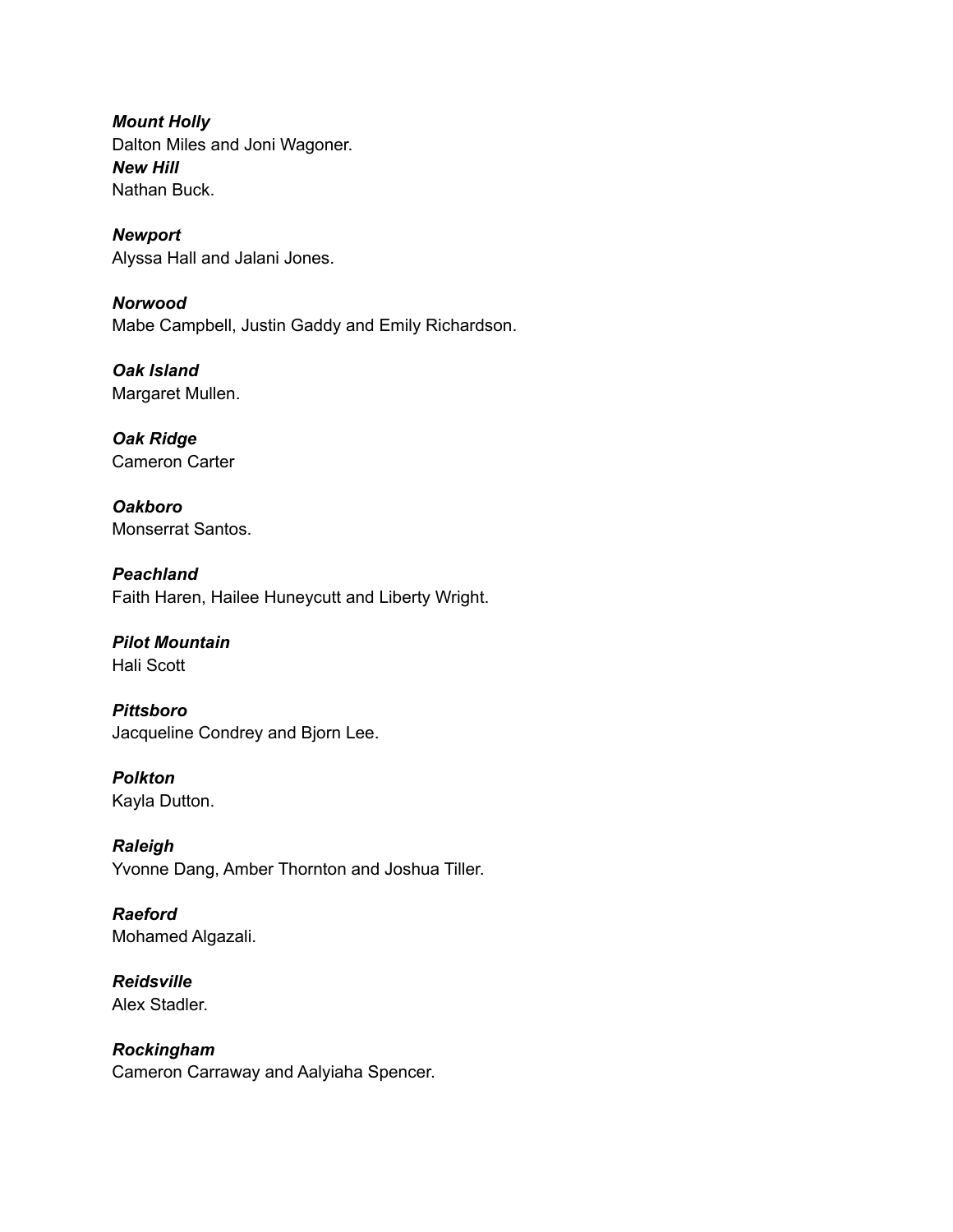***Mount Holly***
Dalton Miles and Joni Wagoner.

***New Hill***
Nathan Buck.

***Newport***
Alyssa Hall and Jalani Jones.

***Norwood***
Mabe Campbell, Justin Gaddy and Emily Richardson.

***Oak Island***
Margaret Mullen.

***Oak Ridge***
Cameron Carter

***Oakboro***
Monserrat Santos.

***Peachland***
Faith Haren, Hailee Huneycutt and Liberty Wright.

***Pilot Mountain***
Hali Scott

***Pittsboro***
Jacqueline Condrey and Bjorn Lee.

***Polkton***
Kayla Dutton.

***Raleigh***
Yvonne Dang, Amber Thornton and Joshua Tiller.

***Raeford***
Mohamed Algazali.

***Reidsville***
Alex Stadler.

***Rockingham***
Cameron Carraway and Aalyiaha Spencer.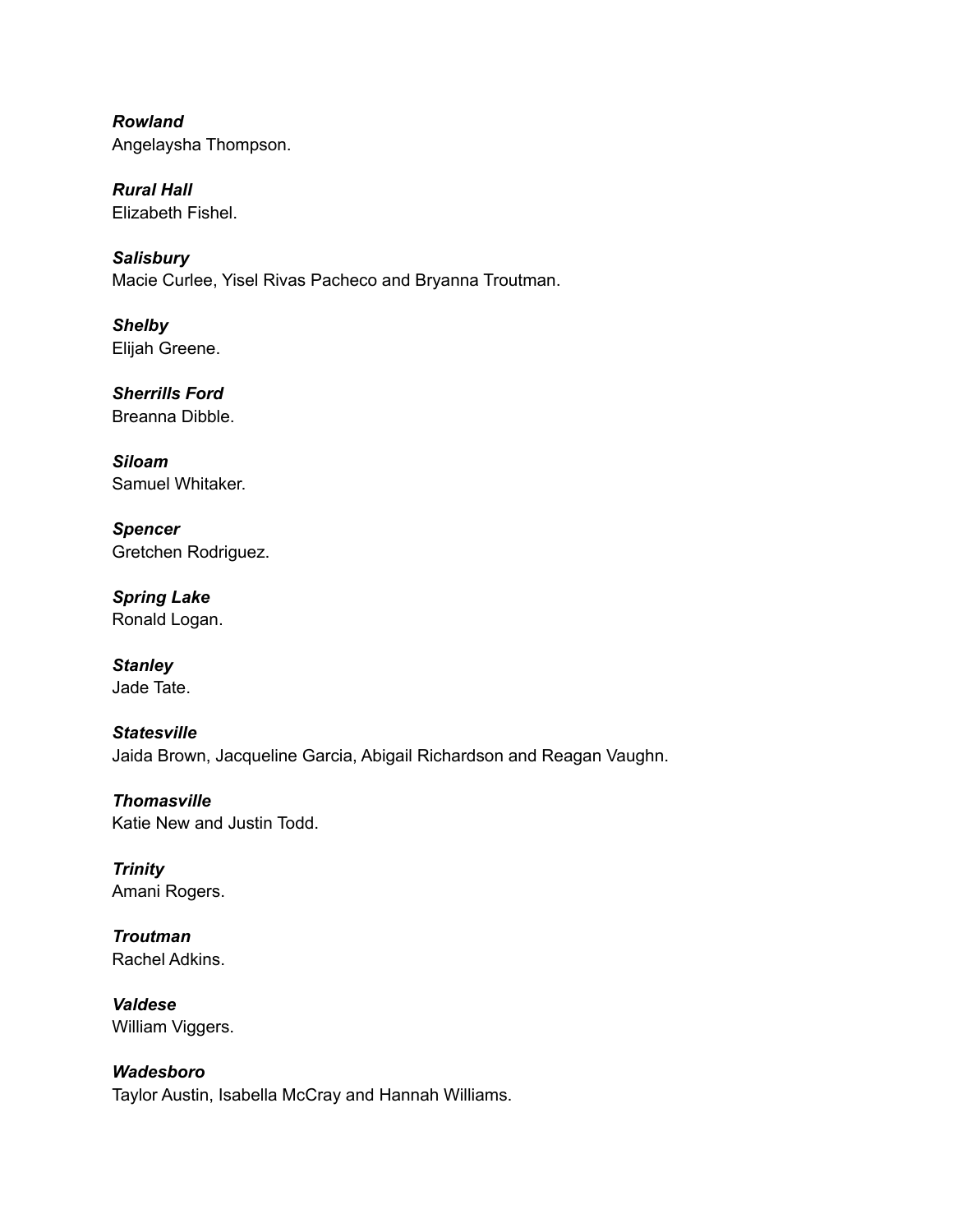***Rowland***
Angelaysha Thompson.

***Rural Hall***
Elizabeth Fishel.

***Salisbury***
Macie Curlee, Yisel Rivas Pacheco and Bryanna Troutman.

***Shelby***
Elijah Greene.

***Sherrills Ford***
Breanna Dibble.

***Siloam***
Samuel Whitaker.

***Spencer***
Gretchen Rodriguez.

***Spring Lake***
Ronald Logan.

***Stanley***
Jade Tate.

***Statesville***
Jaida Brown, Jacqueline Garcia, Abigail Richardson and Reagan Vaughn.

***Thomasville***
Katie New and Justin Todd.

***Trinity***
Amani Rogers.

***Troutman***
Rachel Adkins.

***Valdese***
William Viggers.

***Wadesboro***
Taylor Austin, Isabella McCray and Hannah Williams.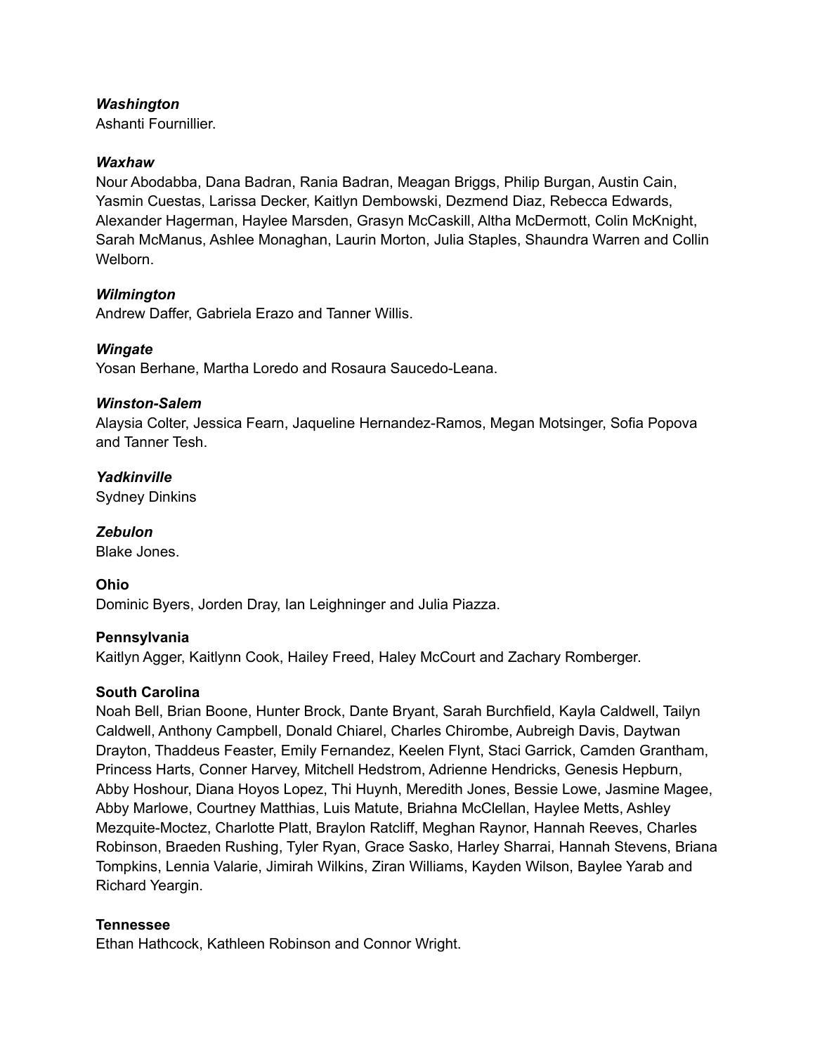***Washington***
Ashanti Fournillier.

***Waxhaw***
Nour Abodabba, Dana Badran, Rania Badran, Meagan Briggs, Philip Burgan, Austin Cain, Yasmin Cuestas, Larissa Decker, Kaitlyn Dembowski, Dezmend Diaz, Rebecca Edwards, Alexander Hagerman, Haylee Marsden, Grasyn McCaskill, Altha McDermott, Colin McKnight, Sarah McManus, Ashlee Monaghan, Laurin Morton, Julia Staples, Shaundra Warren and Collin Welborn.

***Wilmington***
Andrew Daffer, Gabriela Erazo and Tanner Willis.

***Wingate***
Yosan Berhane, Martha Loredo and Rosaura Saucedo-Leana.

***Winston-Salem***
Alaysia Colter, Jessica Fearn, Jaqueline Hernandez-Ramos, Megan Motsinger, Sofia Popova and Tanner Tesh.

***Yadkinville***
Sydney Dinkins

***Zebulon***
Blake Jones.

**Ohio**
Dominic Byers, Jorden Dray, Ian Leighninger and Julia Piazza.

**Pennsylvania**
Kaitlyn Agger, Kaitlynn Cook, Hailey Freed, Haley McCourt and Zachary Romberger.

**South Carolina**
Noah Bell, Brian Boone, Hunter Brock, Dante Bryant, Sarah Burchfield, Kayla Caldwell, Tailyn Caldwell, Anthony Campbell, Donald Chiarel, Charles Chirombe, Aubreigh Davis, Daytwan Drayton, Thaddeus Feaster, Emily Fernandez, Keelen Flynt, Staci Garrick, Camden Grantham, Princess Harts, Conner Harvey, Mitchell Hedstrom, Adrienne Hendricks, Genesis Hepburn, Abby Hoshour, Diana Hoyos Lopez, Thi Huynh, Meredith Jones, Bessie Lowe, Jasmine Magee, Abby Marlowe, Courtney Matthias, Luis Matute, Briahna McClellan, Haylee Metts, Ashley Mezquite-Moctez, Charlotte Platt, Braylon Ratcliff, Meghan Raynor, Hannah Reeves, Charles Robinson, Braeden Rushing, Tyler Ryan, Grace Sasko, Harley Sharrai, Hannah Stevens, Briana Tompkins, Lennia Valarie, Jimirah Wilkins, Ziran Williams, Kayden Wilson, Baylee Yarab and Richard Yeargin.

**Tennessee**
Ethan Hathcock, Kathleen Robinson and Connor Wright.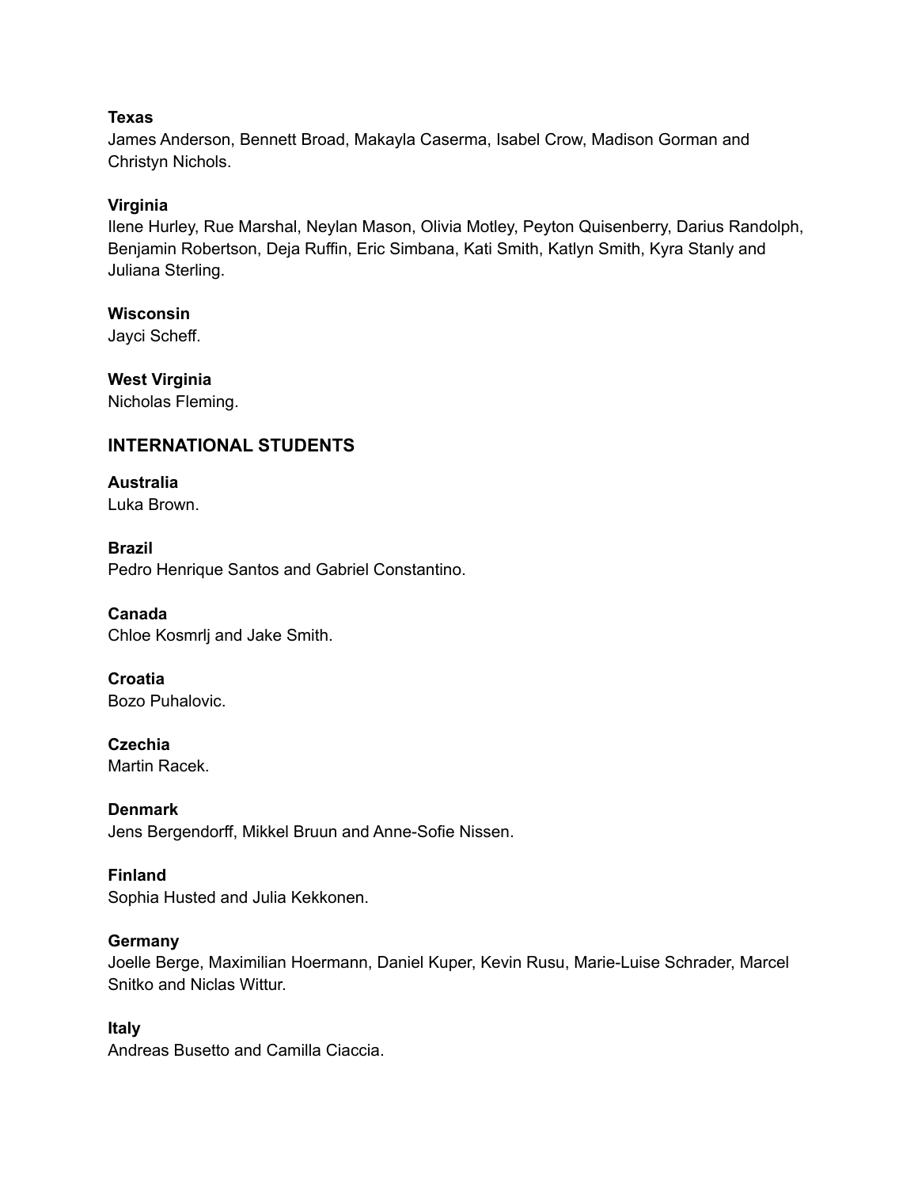**Texas**
James Anderson, Bennett Broad, Makayla Caserma, Isabel Crow, Madison Gorman and Christyn Nichols.

**Virginia**
Ilene Hurley, Rue Marshal, Neylan Mason, Olivia Motley, Peyton Quisenberry, Darius Randolph, Benjamin Robertson, Deja Ruffin, Eric Simbana, Kati Smith, Katlyn Smith, Kyra Stanly and Juliana Sterling.

**Wisconsin**
Jayci Scheff.

**West Virginia**
Nicholas Fleming.

## INTERNATIONAL STUDENTS

**Australia**
Luka Brown.

**Brazil**
Pedro Henrique Santos and Gabriel Constantino.

**Canada**
Chloe Kosmrlj and Jake Smith.

**Croatia**
Bozo Puhalovic.

**Czechia**
Martin Racek.

**Denmark**
Jens Bergendorff, Mikkel Bruun and Anne-Sofie Nissen.

**Finland**
Sophia Husted and Julia Kekkonen.

**Germany**
Joelle Berge, Maximilian Hoermann, Daniel Kuper, Kevin Rusu, Marie-Luise Schrader, Marcel Snitko and Niclas Wittur.

**Italy**
Andreas Busetto and Camilla Ciaccia.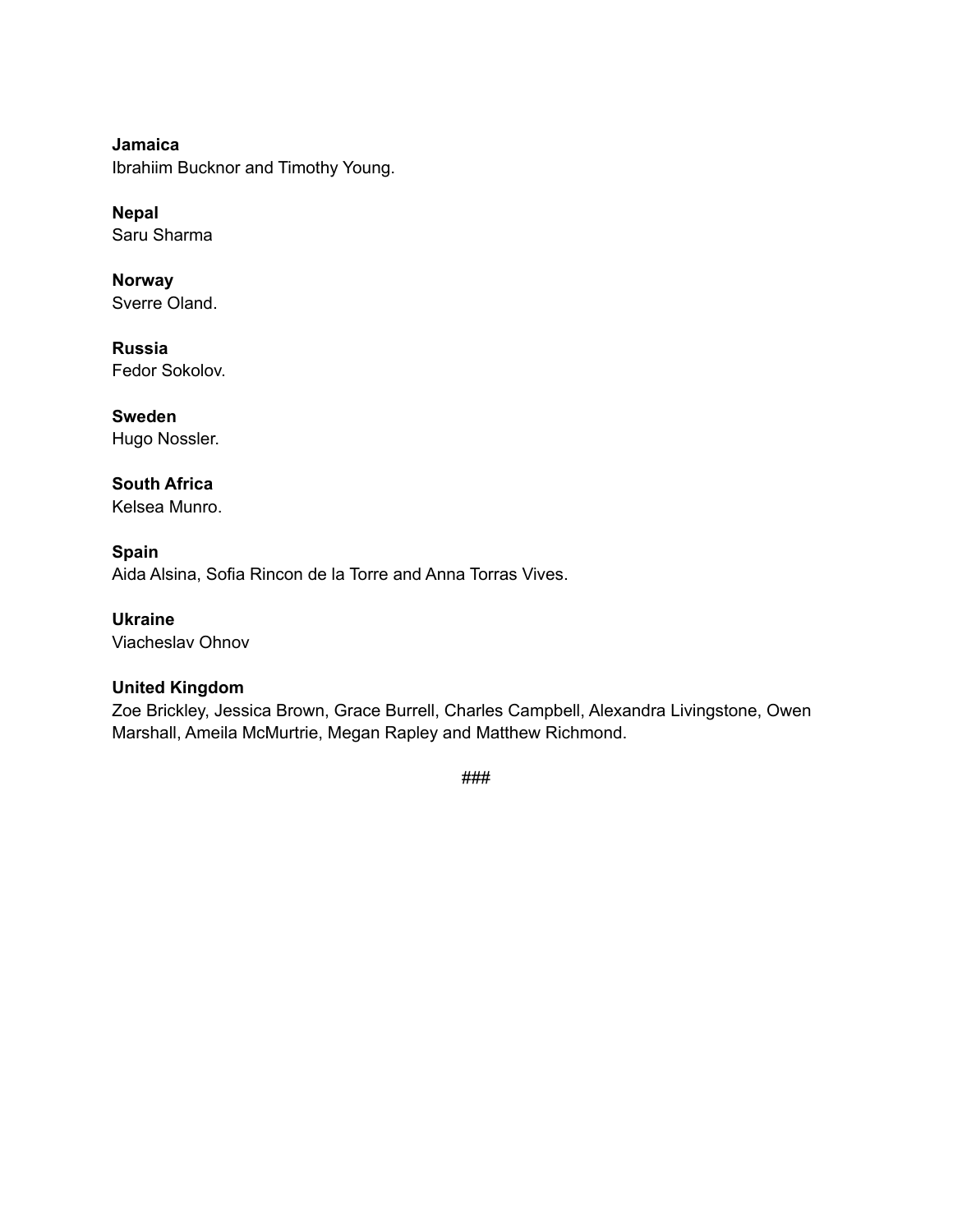**Jamaica**
Ibrahiim Bucknor and Timothy Young.

**Nepal**
Saru Sharma

**Norway**
Sverre Oland.

**Russia**
Fedor Sokolov.

**Sweden**
Hugo Nossler.

**South Africa**
Kelsea Munro.

**Spain**
Aida Alsina, Sofia Rincon de la Torre and Anna Torras Vives.

**Ukraine**
Viacheslav Ohnov

**United Kingdom**
Zoe Brickley, Jessica Brown, Grace Burrell, Charles Campbell, Alexandra Livingstone, Owen Marshall, Ameila McMurtrie, Megan Rapley and Matthew Richmond.

###